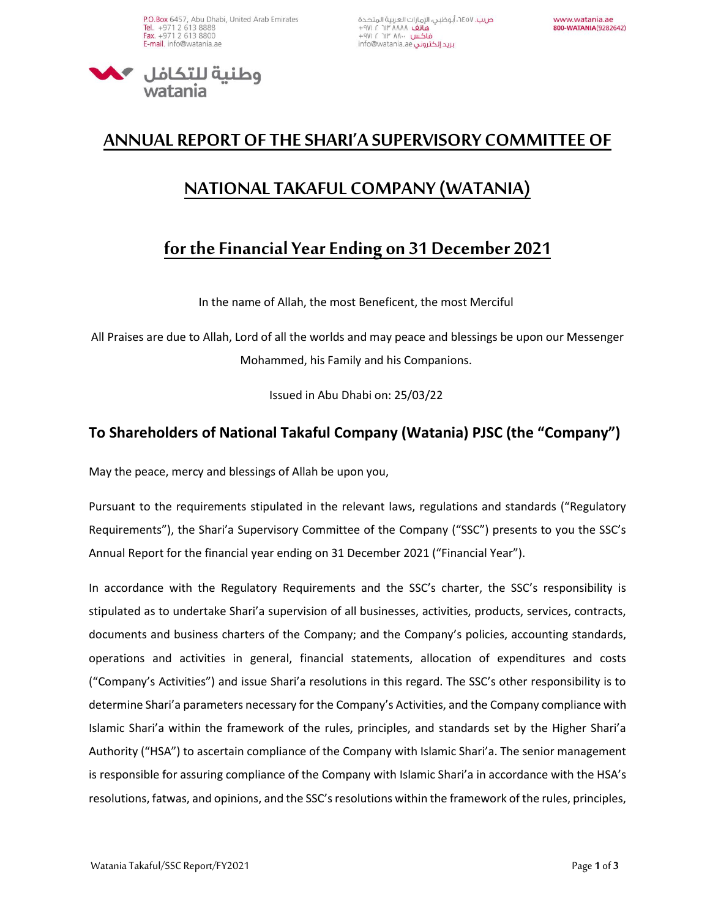# ANNUAL REPORT OF THE SHARI'A SUPERVISORY COMMITTEE OF

# NATIONAL TAKAFUL COMPANY (WATANIA)

# for the Financial Year Ending on 31 December 2021

In the name of Allah, the most Beneficent, the most Merciful

All Praises are due to Allah, Lord of all the worlds and may peace and blessings be upon our Messenger Mohammed, his Family and his Companions.

Issued in Abu Dhabi on: 25/03/22

## To Shareholders of National Takaful Company (Watania) PJSC (the "Company")

May the peace, mercy and blessings of Allah be upon you,

Pursuant to the requirements stipulated in the relevant laws, regulations and standards ("Regulatory Requirements"), the Shari'a Supervisory Committee of the Company ("SSC") presents to you the SSC's Annual Report for the financial year ending on 31 December 2021 ("Financial Year").

In accordance with the Regulatory Requirements and the SSC's charter, the SSC's responsibility is stipulated as to undertake Shari'a supervision of all businesses, activities, products, services, contracts, documents and business charters of the Company; and the Company's policies, accounting standards, operations and activities in general, financial statements, allocation of expenditures and costs ("Company's Activities") and issue Shari'a resolutions in this regard. The SSC's other responsibility is to determine Shari'a parameters necessary for the Company's Activities, and the Company compliance with Islamic Shari'a within the framework of the rules, principles, and standards set by the Higher Shari'a Authority ("HSA") to ascertain compliance of the Company with Islamic Shari'a. The senior management is responsible for assuring compliance of the Company with Islamic Shari'a in accordance with the HSA's resolutions, fatwas, and opinions, and the SSC's resolutions within the framework of the rules, principles,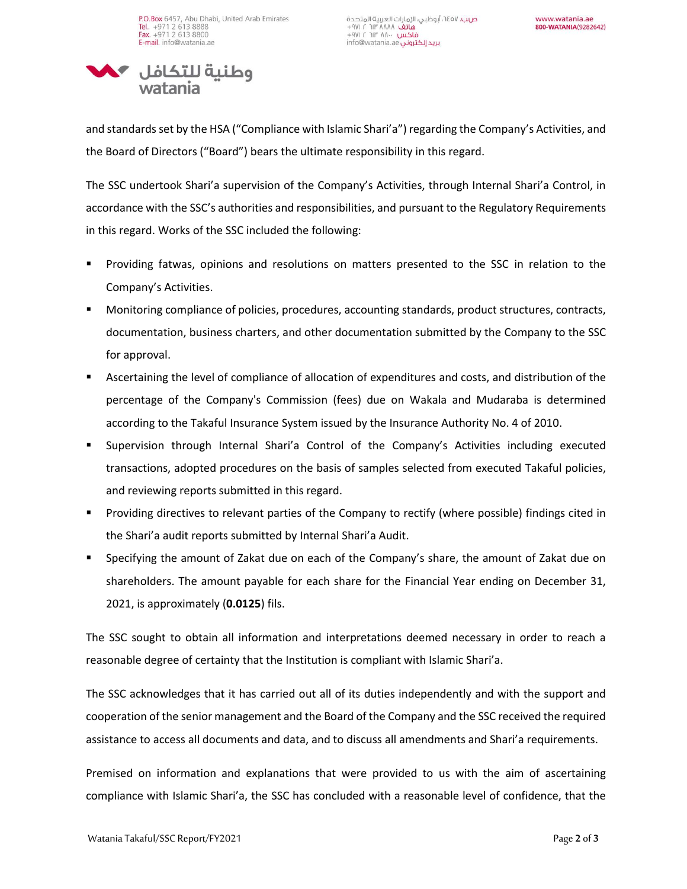and standards set by the HSA ("Compliance with Islamic Shari'a") regarding the Company's Activities, and the Board of Directors ("Board") bears the ultimate responsibility in this regard.

The SSC undertook Shari'a supervision of the Company's Activities, through Internal Shari'a Control, in accordance with the SSC's authorities and responsibilities, and pursuant to the Regulatory Requirements in this regard. Works of the SSC included the following:

- Providing fatwas, opinions and resolutions on matters presented to the SSC in relation to the Company's Activities.
- Monitoring compliance of policies, procedures, accounting standards, product structures, contracts, documentation, business charters, and other documentation submitted by the Company to the SSC for approval.
- Ascertaining the level of compliance of allocation of expenditures and costs, and distribution of the percentage of the Company's Commission (fees) due on Wakala and Mudaraba is determined according to the Takaful Insurance System issued by the Insurance Authority No. 4 of 2010.
- Supervision through Internal Shari'a Control of the Company's Activities including executed transactions, adopted procedures on the basis of samples selected from executed Takaful policies, and reviewing reports submitted in this regard.
- Providing directives to relevant parties of the Company to rectify (where possible) findings cited in the Shari'a audit reports submitted by Internal Shari'a Audit.
- Specifying the amount of Zakat due on each of the Company's share, the amount of Zakat due on shareholders. The amount payable for each share for the Financial Year ending on December 31, 2021, is approximately (**0.0125**) fils.

The SSC sought to obtain all information and interpretations deemed necessary in order to reach a reasonable degree of certainty that the Institution is compliant with Islamic Shari'a.

The SSC acknowledges that it has carried out all of its duties independently and with the support and cooperation of the senior management and the Board of the Company and the SSC received the required assistance to access all documents and data, and to discuss all amendments and Shari'a requirements.

Premised on information and explanations that were provided to us with the aim of ascertaining compliance with Islamic Shari'a, the SSC has concluded with a reasonable level of confidence, that the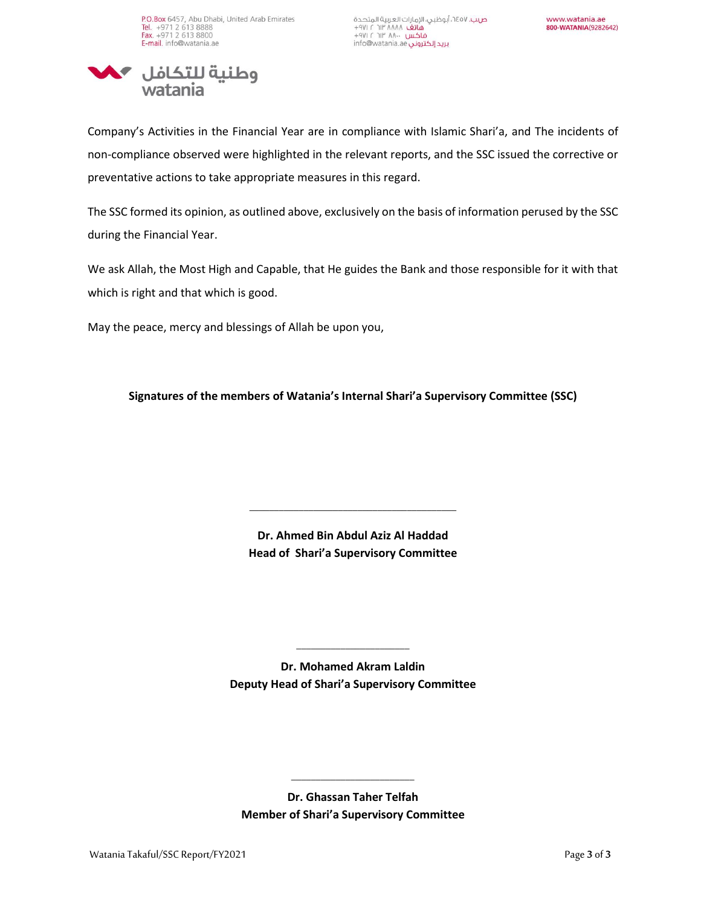Company's Activities in the Financial Year are in compliance with Islamic Shari'a, and The incidents of non-compliance observed were highlighted in the relevant reports, and the SSC issued the corrective or preventative actions to take appropriate measures in this regard.

The SSC formed its opinion, as outlined above, exclusively on the basis of information perused by the SSC during the Financial Year.

We ask Allah, the Most High and Capable, that He guides the Bank and those responsible for it with that which is right and that which is good.

May the peace, mercy and blessings of Allah be upon you,

**Signatures of the members of Watania's Internal Shari'a Supervisory Committee (SSC)**

\_\_\_\_\_\_\_\_\_\_\_\_\_\_\_\_\_\_\_\_\_\_\_\_\_\_\_\_\_\_\_\_\_\_

**Dr. Ahmed Bin Abdul Aziz Al Haddad**
**Head of Shari'a Supervisory Committee**

\_\_\_\_\_\_\_\_\_\_\_\_\_\_\_\_\_\_\_\_

**Dr. Mohamed Akram Laldin**
**Deputy Head of Shari'a Supervisory Committee**

\_\_\_\_\_\_\_\_\_\_\_\_\_\_\_\_\_\_\_\_\_\_

**Dr. Ghassan Taher Telfah**
**Member of Shari'a Supervisory Committee**